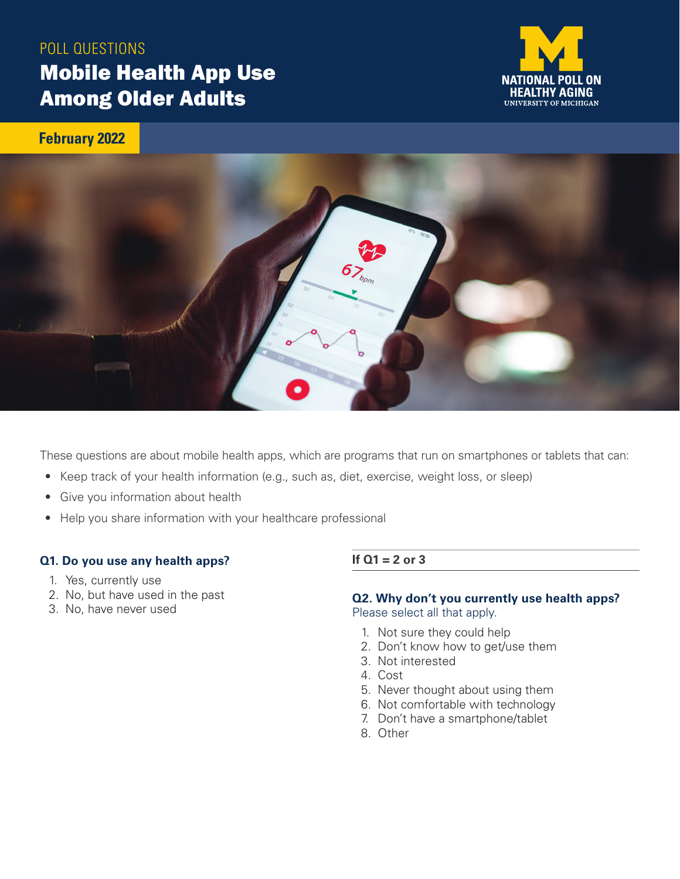POLL QUESTIONS

# Mobile Health App Use Among Older Adults

NATIONAL POLL ON HEALTHY AGING
UNIVERSITY OF MICHIGAN

**February 2022**

These questions are about mobile health apps, which are programs that run on smartphones or tablets that can:

- Keep track of your health information (e.g., such as, diet, exercise, weight loss, or sleep)
- Give you information about health
- Help you share information with your healthcare professional

### Q1. Do you use any health apps?

1. Yes, currently use
2. No, but have used in the past
3. No, have never used

**If Q1 = 2 or 3**

### Q2. Why don't you currently use health apps?

Please select all that apply.

1. Not sure they could help
2. Don't know how to get/use them
3. Not interested
4. Cost
5. Never thought about using them
6. Not comfortable with technology
7. Don't have a smartphone/tablet
8. Other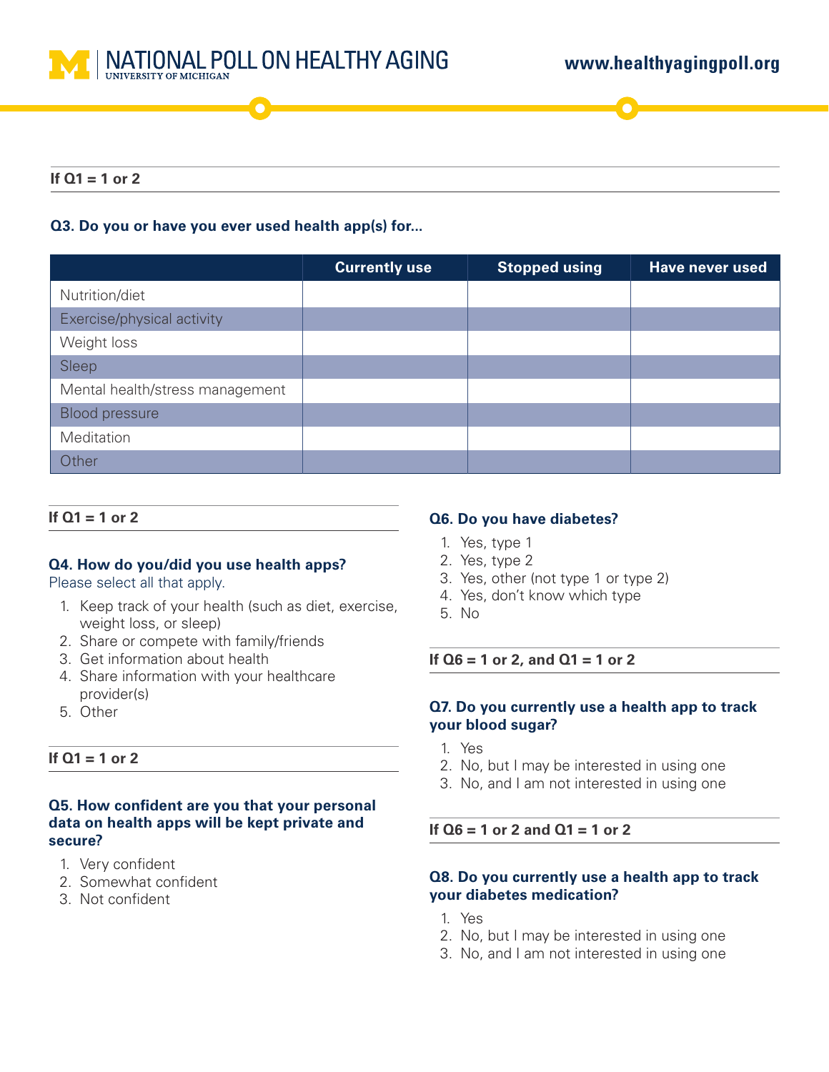**If Q1 = 1 or 2**

**Q3. Do you or have you ever used health app(s) for...**

| | Currently use | Stopped using | Have never used |
|---|---|---|---|
| Nutrition/diet | | | |
| Exercise/physical activity | | | |
| Weight loss | | | |
| Sleep | | | |
| Mental health/stress management | | | |
| Blood pressure | | | |
| Meditation | | | |
| Other | | | |

**If Q1 = 1 or 2**

**Q4. How do you/did you use health apps?**
Please select all that apply.

1. Keep track of your health (such as diet, exercise, weight loss, or sleep)
2. Share or compete with family/friends
3. Get information about health
4. Share information with your healthcare provider(s)
5. Other

**If Q1 = 1 or 2**

**Q5. How confident are you that your personal data on health apps will be kept private and secure?**

1. Very confident
2. Somewhat confident
3. Not confident

**Q6. Do you have diabetes?**

1. Yes, type 1
2. Yes, type 2
3. Yes, other (not type 1 or type 2)
4. Yes, don't know which type
5. No

**If Q6 = 1 or 2, and Q1 = 1 or 2**

**Q7. Do you currently use a health app to track your blood sugar?**

1. Yes
2. No, but I may be interested in using one
3. No, and I am not interested in using one

**If Q6 = 1 or 2 and Q1 = 1 or 2**

**Q8. Do you currently use a health app to track your diabetes medication?**

1. Yes
2. No, but I may be interested in using one
3. No, and I am not interested in using one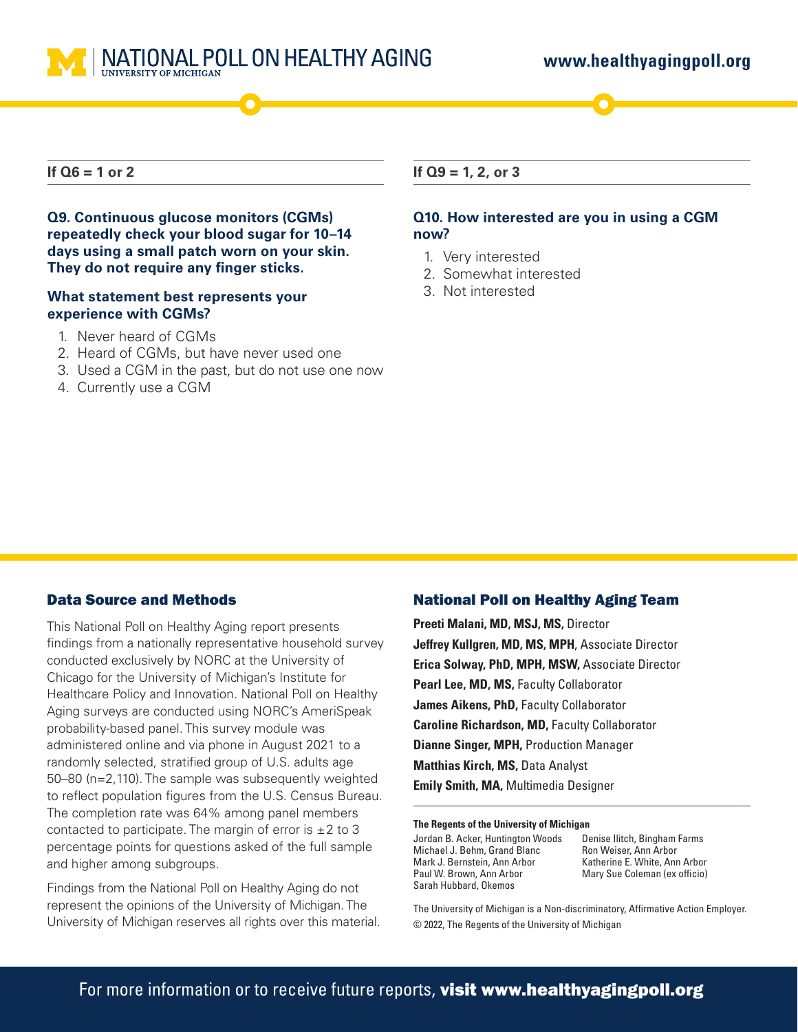**If Q6 = 1 or 2**

**Q9. Continuous glucose monitors (CGMs) repeatedly check your blood sugar for 10–14 days using a small patch worn on your skin. They do not require any finger sticks.**

**What statement best represents your experience with CGMs?**

1. Never heard of CGMs
2. Heard of CGMs, but have never used one
3. Used a CGM in the past, but do not use one now
4. Currently use a CGM

**If Q9 = 1, 2, or 3**

**Q10. How interested are you in using a CGM now?**

1. Very interested
2. Somewhat interested
3. Not interested

## Data Source and Methods

This National Poll on Healthy Aging report presents findings from a nationally representative household survey conducted exclusively by NORC at the University of Chicago for the University of Michigan's Institute for Healthcare Policy and Innovation. National Poll on Healthy Aging surveys are conducted using NORC's AmeriSpeak probability-based panel. This survey module was administered online and via phone in August 2021 to a randomly selected, stratified group of U.S. adults age 50–80 (n=2,110). The sample was subsequently weighted to reflect population figures from the U.S. Census Bureau. The completion rate was 64% among panel members contacted to participate. The margin of error is ±2 to 3 percentage points for questions asked of the full sample and higher among subgroups.

Findings from the National Poll on Healthy Aging do not represent the opinions of the University of Michigan. The University of Michigan reserves all rights over this material.

## National Poll on Healthy Aging Team

**Preeti Malani, MD, MSJ, MS,** Director
**Jeffrey Kullgren, MD, MS, MPH**, Associate Director
**Erica Solway, PhD, MPH, MSW,** Associate Director
**Pearl Lee, MD, MS,** Faculty Collaborator
**James Aikens, PhD,** Faculty Collaborator
**Caroline Richardson, MD,** Faculty Collaborator
**Dianne Singer, MPH,** Production Manager
**Matthias Kirch, MS,** Data Analyst
**Emily Smith, MA,** Multimedia Designer

**The Regents of the University of Michigan**

Jordan B. Acker, Huntington Woods
Michael J. Behm, Grand Blanc
Mark J. Bernstein, Ann Arbor
Paul W. Brown, Ann Arbor
Sarah Hubbard, Okemos
Denise Ilitch, Bingham Farms
Ron Weiser, Ann Arbor
Katherine E. White, Ann Arbor
Mary Sue Coleman (ex officio)

The University of Michigan is a Non-discriminatory, Affirmative Action Employer.
© 2022, The Regents of the University of Michigan

For more information or to receive future reports, **visit www.healthyagingpoll.org**